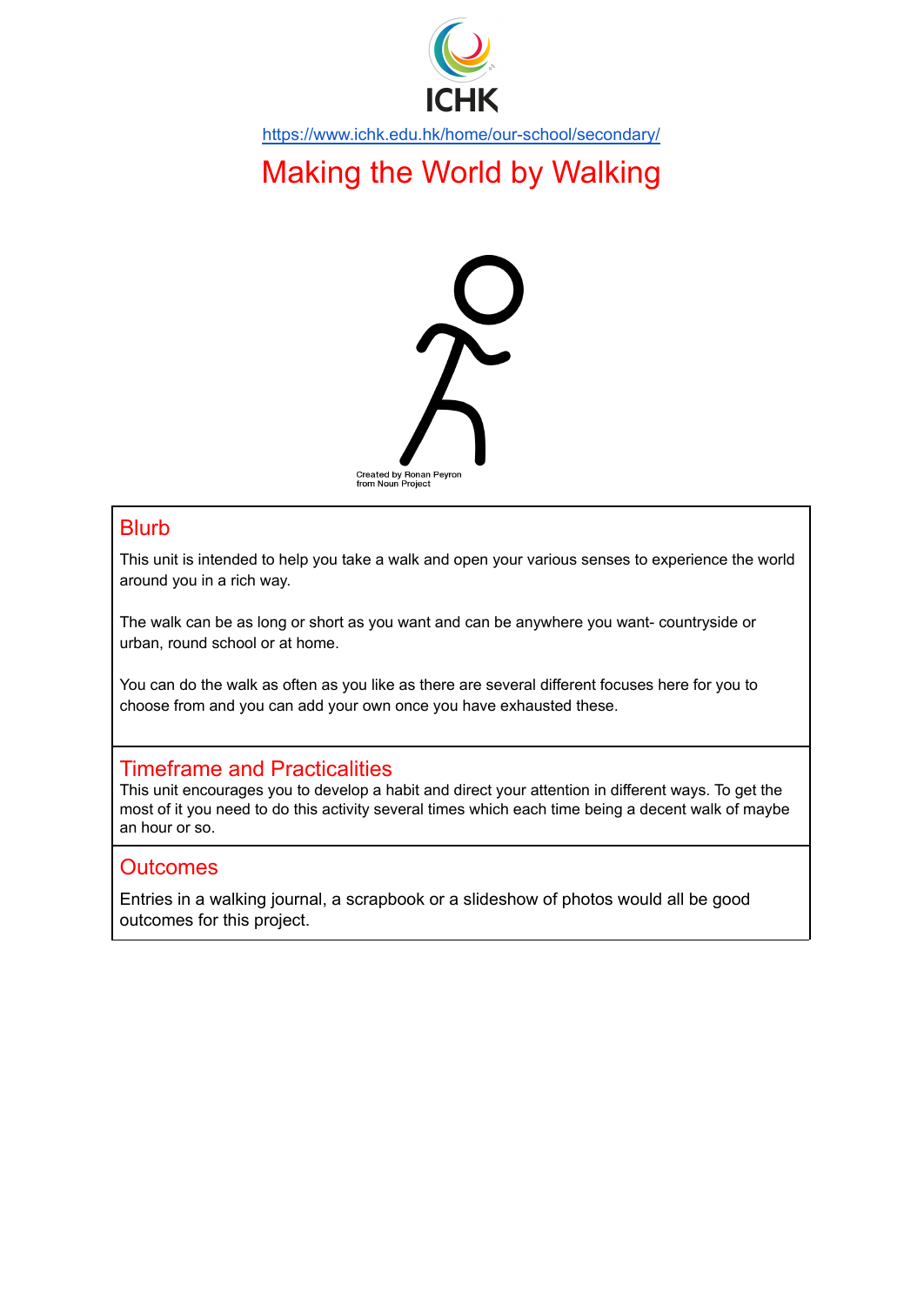ICHK

https://www.ichk.edu.hk/home/our-school/secondary/

# Making the World by Walking

Created by Ronan Peyron from Noun Project

## Blurb

This unit is intended to help you take a walk and open your various senses to experience the world around you in a rich way.

The walk can be as long or short as you want and can be anywhere you want- countryside or urban, round school or at home.

You can do the walk as often as you like as there are several different focuses here for you to choose from and you can add your own once you have exhausted these.

## Timeframe and Practicalities

This unit encourages you to develop a habit and direct your attention in different ways. To get the most of it you need to do this activity several times which each time being a decent walk of maybe an hour or so.

## Outcomes

Entries in a walking journal, a scrapbook or a slideshow of photos would all be good outcomes for this project.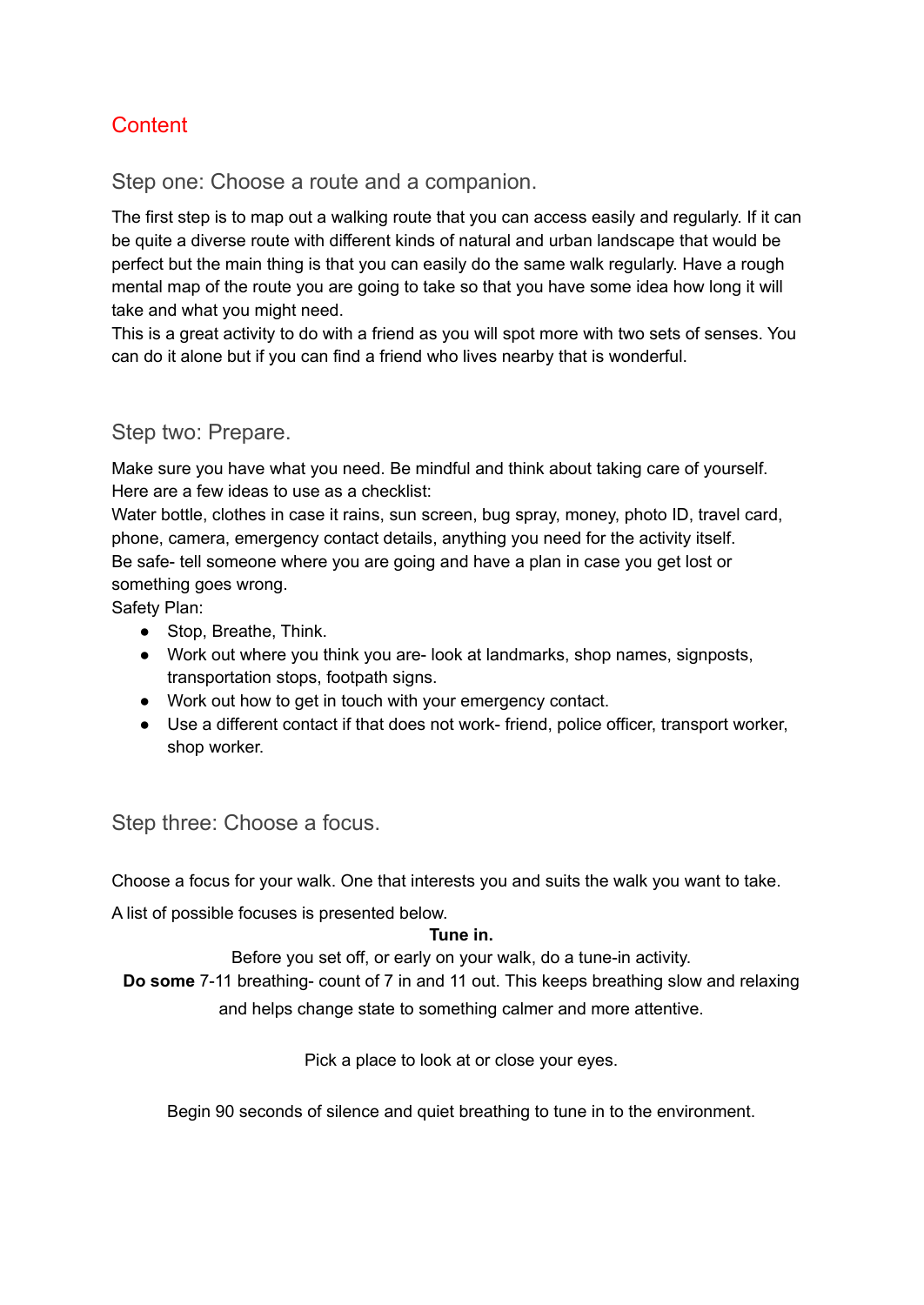# Content

## Step one: Choose a route and a companion.

The first step is to map out a walking route that you can access easily and regularly. If it can be quite a diverse route with different kinds of natural and urban landscape that would be perfect but the main thing is that you can easily do the same walk regularly. Have a rough mental map of the route you are going to take so that you have some idea how long it will take and what you might need.
This is a great activity to do with a friend as you will spot more with two sets of senses. You can do it alone but if you can find a friend who lives nearby that is wonderful.

## Step two: Prepare.

Make sure you have what you need. Be mindful and think about taking care of yourself.
Here are a few ideas to use as a checklist:
Water bottle, clothes in case it rains, sun screen, bug spray, money, photo ID, travel card, phone, camera, emergency contact details, anything you need for the activity itself.
Be safe- tell someone where you are going and have a plan in case you get lost or something goes wrong.
Safety Plan:

- Stop, Breathe, Think.
- Work out where you think you are- look at landmarks, shop names, signposts, transportation stops, footpath signs.
- Work out how to get in touch with your emergency contact.
- Use a different contact if that does not work- friend, police officer, transport worker, shop worker.

## Step three: Choose a focus.

Choose a focus for your walk. One that interests you and suits the walk you want to take.

A list of possible focuses is presented below.

**Tune in.**

Before you set off, or early on your walk, do a tune-in activity.

**Do some** 7-11 breathing- count of 7 in and 11 out. This keeps breathing slow and relaxing and helps change state to something calmer and more attentive.

Pick a place to look at or close your eyes.

Begin 90 seconds of silence and quiet breathing to tune in to the environment.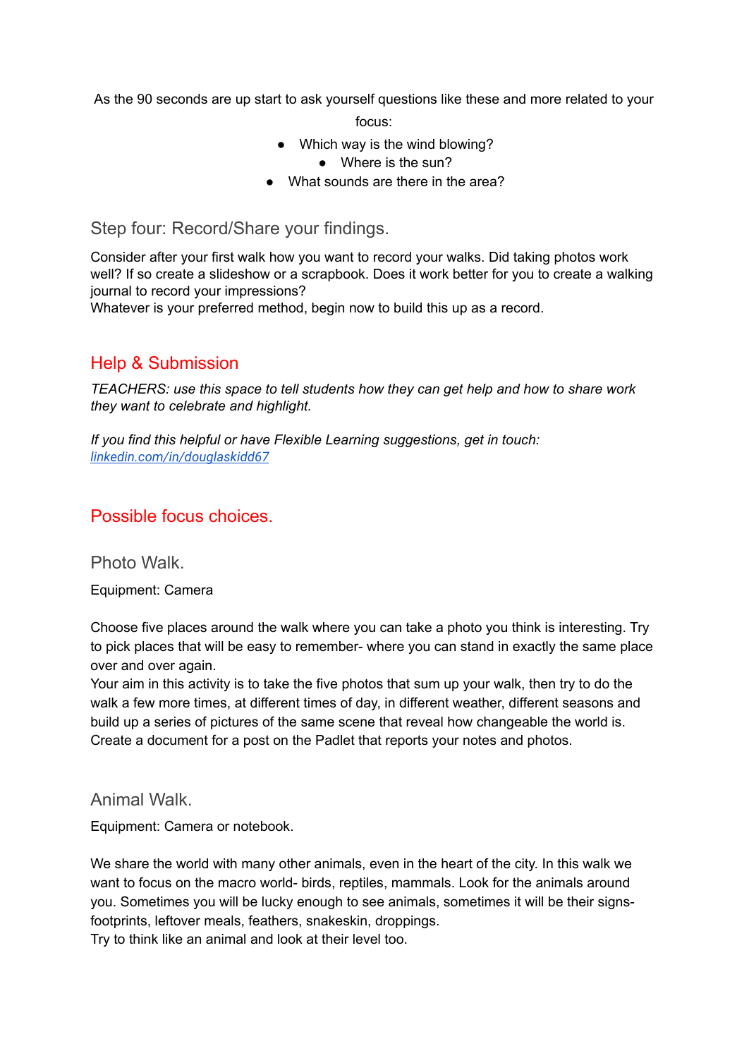As the 90 seconds are up start to ask yourself questions like these and more related to your focus:

- Which way is the wind blowing?
- Where is the sun?
- What sounds are there in the area?

### Step four: Record/Share your findings.

Consider after your first walk how you want to record your walks. Did taking photos work well? If so create a slideshow or a scrapbook. Does it work better for you to create a walking journal to record your impressions?
Whatever is your preferred method, begin now to build this up as a record.

## Help & Submission

*TEACHERS: use this space to tell students how they can get help and how to share work they want to celebrate and highlight.*

*If you find this helpful or have Flexible Learning suggestions, get in touch:* [linkedin.com/in/douglaskidd67](https://linkedin.com/in/douglaskidd67)

## Possible focus choices.

### Photo Walk.

Equipment: Camera

Choose five places around the walk where you can take a photo you think is interesting. Try to pick places that will be easy to remember- where you can stand in exactly the same place over and over again.
Your aim in this activity is to take the five photos that sum up your walk, then try to do the walk a few more times, at different times of day, in different weather, different seasons and build up a series of pictures of the same scene that reveal how changeable the world is.
Create a document for a post on the Padlet that reports your notes and photos.

### Animal Walk.

Equipment: Camera or notebook.

We share the world with many other animals, even in the heart of the city. In this walk we want to focus on the macro world- birds, reptiles, mammals. Look for the animals around you. Sometimes you will be lucky enough to see animals, sometimes it will be their signs- footprints, leftover meals, feathers, snakeskin, droppings.
Try to think like an animal and look at their level too.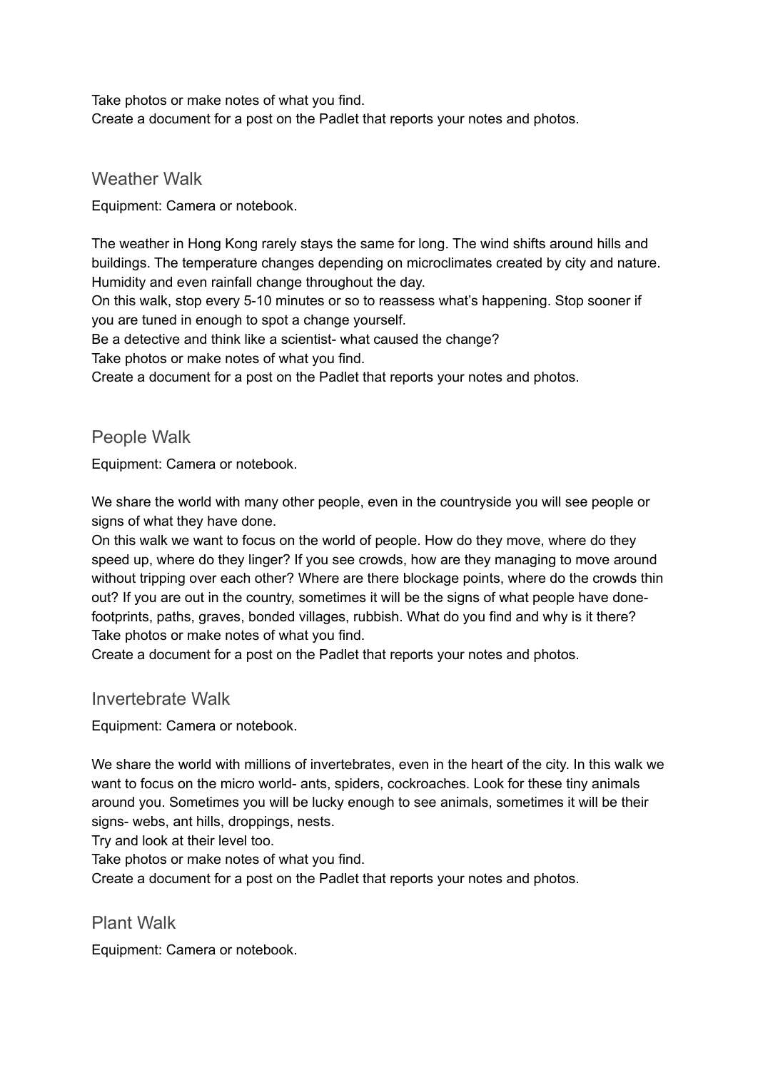Take photos or make notes of what you find.
Create a document for a post on the Padlet that reports your notes and photos.

## Weather Walk

Equipment: Camera or notebook.

The weather in Hong Kong rarely stays the same for long. The wind shifts around hills and buildings. The temperature changes depending on microclimates created by city and nature. Humidity and even rainfall change throughout the day.
On this walk, stop every 5-10 minutes or so to reassess what's happening. Stop sooner if you are tuned in enough to spot a change yourself.
Be a detective and think like a scientist- what caused the change?
Take photos or make notes of what you find.
Create a document for a post on the Padlet that reports your notes and photos.

## People Walk

Equipment: Camera or notebook.

We share the world with many other people, even in the countryside you will see people or signs of what they have done.
On this walk we want to focus on the world of people. How do they move, where do they speed up, where do they linger? If you see crowds, how are they managing to move around without tripping over each other? Where are there blockage points, where do the crowds thin out? If you are out in the country, sometimes it will be the signs of what people have done- footprints, paths, graves, bonded villages, rubbish. What do you find and why is it there?
Take photos or make notes of what you find.
Create a document for a post on the Padlet that reports your notes and photos.

## Invertebrate Walk

Equipment: Camera or notebook.

We share the world with millions of invertebrates, even in the heart of the city. In this walk we want to focus on the micro world- ants, spiders, cockroaches. Look for these tiny animals around you. Sometimes you will be lucky enough to see animals, sometimes it will be their signs- webs, ant hills, droppings, nests.
Try and look at their level too.
Take photos or make notes of what you find.
Create a document for a post on the Padlet that reports your notes and photos.

## Plant Walk

Equipment: Camera or notebook.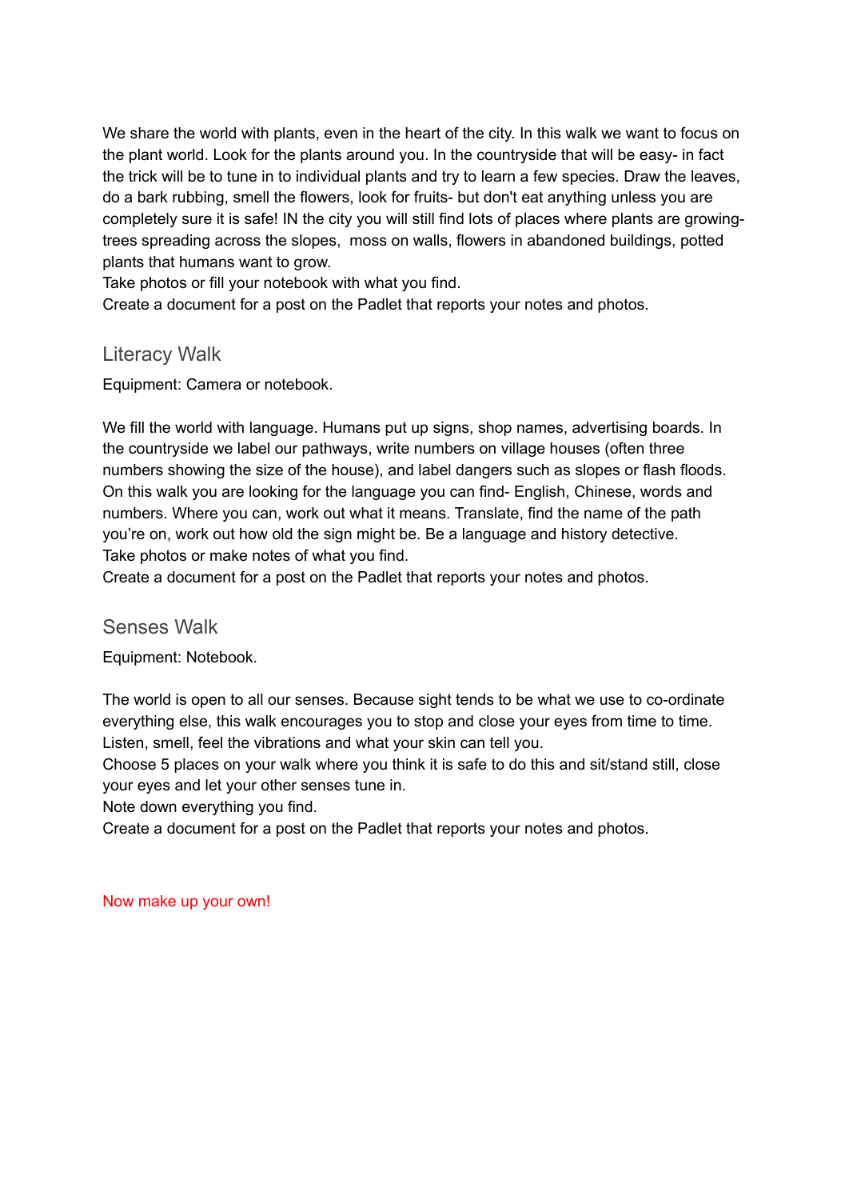We share the world with plants, even in the heart of the city. In this walk we want to focus on the plant world. Look for the plants around you. In the countryside that will be easy- in fact the trick will be to tune in to individual plants and try to learn a few species. Draw the leaves, do a bark rubbing, smell the flowers, look for fruits- but don't eat anything unless you are completely sure it is safe! IN the city you will still find lots of places where plants are growing- trees spreading across the slopes, moss on walls, flowers in abandoned buildings, potted plants that humans want to grow.

Take photos or fill your notebook with what you find.

Create a document for a post on the Padlet that reports your notes and photos.

## Literacy Walk

Equipment: Camera or notebook.

We fill the world with language. Humans put up signs, shop names, advertising boards. In the countryside we label our pathways, write numbers on village houses (often three numbers showing the size of the house), and label dangers such as slopes or flash floods. On this walk you are looking for the language you can find- English, Chinese, words and numbers. Where you can, work out what it means. Translate, find the name of the path you're on, work out how old the sign might be. Be a language and history detective.

Take photos or make notes of what you find.

Create a document for a post on the Padlet that reports your notes and photos.

## Senses Walk

Equipment: Notebook.

The world is open to all our senses. Because sight tends to be what we use to co-ordinate everything else, this walk encourages you to stop and close your eyes from time to time. Listen, smell, feel the vibrations and what your skin can tell you.

Choose 5 places on your walk where you think it is safe to do this and sit/stand still, close your eyes and let your other senses tune in.

Note down everything you find.

Create a document for a post on the Padlet that reports your notes and photos.

Now make up your own!